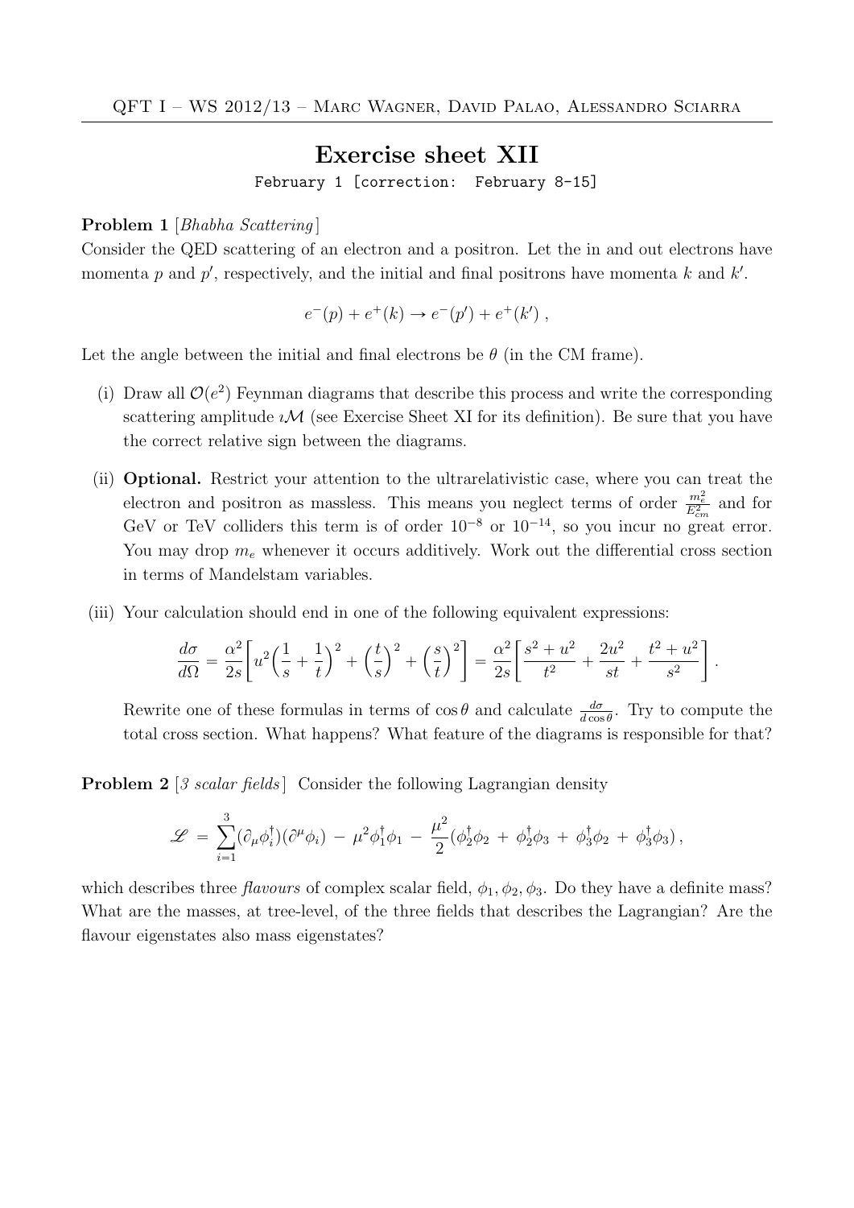QFT I – WS 2012/13 – Marc Wagner, David Palao, Alessandro Sciarra

# Exercise sheet XII

February 1 [correction: February 8-15]

**Problem 1** [*Bhabha Scattering*]
Consider the QED scattering of an electron and a positron. Let the in and out electrons have momenta $p$ and $p'$, respectively, and the initial and final positrons have momenta $k$ and $k'$.

$$e^-(p) + e^+(k) \to e^-(p') + e^+(k') \, ,$$

Let the angle between the initial and final electrons be $\theta$ (in the CM frame).

(i) Draw all $\mathcal{O}(e^2)$ Feynman diagrams that describe this process and write the corresponding scattering amplitude $\imath\mathcal{M}$ (see Exercise Sheet XI for its definition). Be sure that you have the correct relative sign between the diagrams.

(ii) **Optional.** Restrict your attention to the ultrarelativistic case, where you can treat the electron and positron as massless. This means you neglect terms of order $\frac{m_e^2}{E_{cm}^2}$ and for GeV or TeV colliders this term is of order $10^{-8}$ or $10^{-14}$, so you incur no great error. You may drop $m_e$ whenever it occurs additively. Work out the differential cross section in terms of Mandelstam variables.

(iii) Your calculation should end in one of the following equivalent expressions:

$$\frac{d\sigma}{d\Omega} = \frac{\alpha^2}{2s}\left[u^2\left(\frac{1}{s}+\frac{1}{t}\right)^2 + \left(\frac{t}{s}\right)^2 + \left(\frac{s}{t}\right)^2\right] = \frac{\alpha^2}{2s}\left[\frac{s^2+u^2}{t^2} + \frac{2u^2}{st} + \frac{t^2+u^2}{s^2}\right] .$$

Rewrite one of these formulas in terms of $\cos\theta$ and calculate $\frac{d\sigma}{d\cos\theta}$. Try to compute the total cross section. What happens? What feature of the diagrams is responsible for that?

**Problem 2** [*3 scalar fields*] Consider the following Lagrangian density

$$\mathscr{L} = \sum_{i=1}^{3}(\partial_\mu\phi_i^\dagger)(\partial^\mu\phi_i) - \mu^2\phi_1^\dagger\phi_1 - \frac{\mu^2}{2}(\phi_2^\dagger\phi_2 + \phi_2^\dagger\phi_3 + \phi_3^\dagger\phi_2 + \phi_3^\dagger\phi_3) ,$$

which describes three *flavours* of complex scalar field, $\phi_1, \phi_2, \phi_3$. Do they have a definite mass? What are the masses, at tree-level, of the three fields that describes the Lagrangian? Are the flavour eigenstates also mass eigenstates?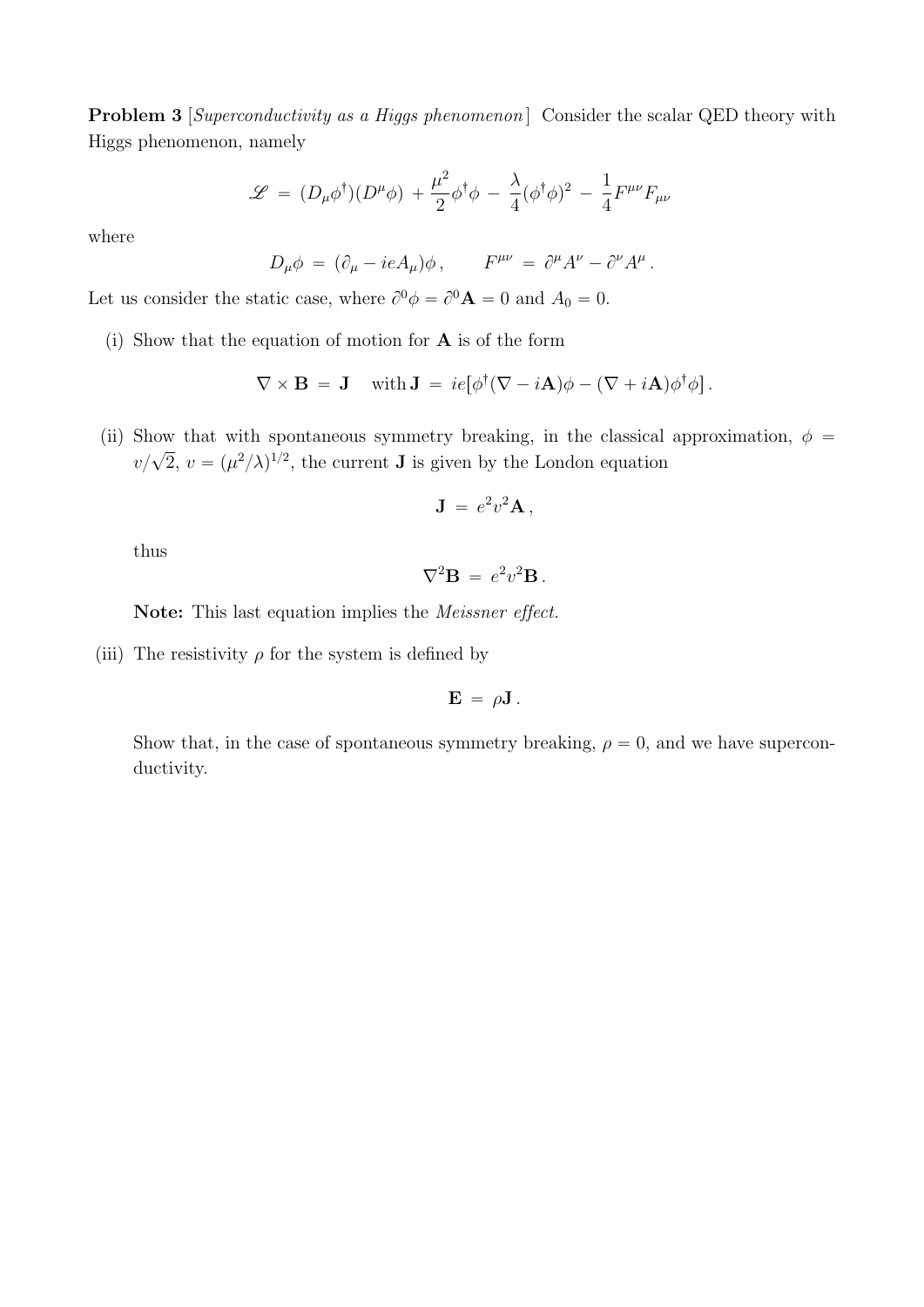**Problem 3** [*Superconductivity as a Higgs phenomenon*] Consider the scalar QED theory with Higgs phenomenon, namely

$$\mathscr{L} \,=\, (D_\mu \phi^\dagger)(D^\mu \phi) \,+\, \frac{\mu^2}{2}\phi^\dagger\phi \,-\, \frac{\lambda}{4}(\phi^\dagger\phi)^2 \,-\, \frac{1}{4}F^{\mu\nu}F_{\mu\nu}$$

where

$$D_\mu\phi \,=\, (\partial_\mu - ieA_\mu)\phi\,, \qquad F^{\mu\nu} \,=\, \partial^\mu A^\nu - \partial^\nu A^\mu\,.$$

Let us consider the static case, where $\partial^0\phi = \partial^0\mathbf{A} = 0$ and $A_0 = 0$.

(i) Show that the equation of motion for $\mathbf{A}$ is of the form

$$\nabla \times \mathbf{B} \,=\, \mathbf{J} \quad \text{with}\, \mathbf{J} \,=\, ie[\phi^\dagger(\nabla - i\mathbf{A})\phi - (\nabla + i\mathbf{A})\phi^\dagger\phi]\,.$$

(ii) Show that with spontaneous symmetry breaking, in the classical approximation, $\phi = v/\sqrt{2}$, $v = (\mu^2/\lambda)^{1/2}$, the current $\mathbf{J}$ is given by the London equation

$$\mathbf{J} \,=\, e^2v^2\mathbf{A}\,,$$

thus

$$\nabla^2\mathbf{B} \,=\, e^2v^2\mathbf{B}\,.$$

**Note:** This last equation implies the *Meissner effect.*

(iii) The resistivity $\rho$ for the system is defined by

$$\mathbf{E} \,=\, \rho\mathbf{J}\,.$$

Show that, in the case of spontaneous symmetry breaking, $\rho = 0$, and we have superconductivity.